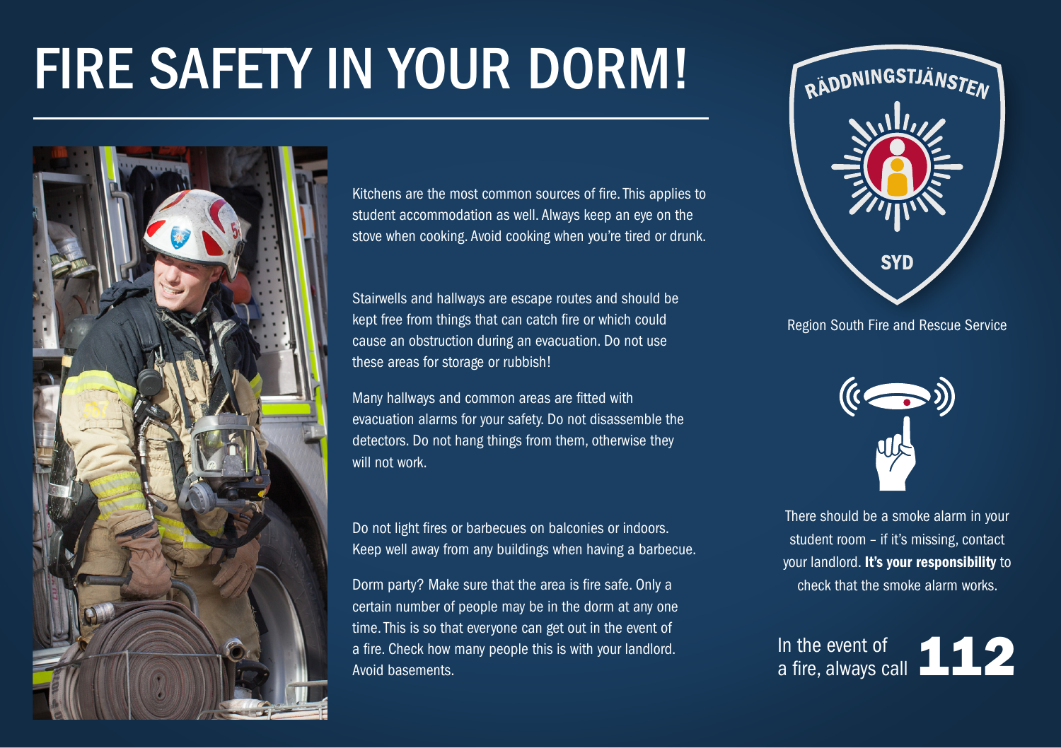# FIRE SAFETY IN YOUR DORM!

Kitchens are the most common sources of fire. This applies to student accommodation as well. Always keep an eye on the stove when cooking. Avoid cooking when you're tired or drunk.

Stairwells and hallways are escape routes and should be kept free from things that can catch fire or which could cause an obstruction during an evacuation. Do not use these areas for storage or rubbish!

Many hallways and common areas are fitted with evacuation alarms for your safety. Do not disassemble the detectors. Do not hang things from them, otherwise they will not work.

Do not light fires or barbecues on balconies or indoors. Keep well away from any buildings when having a barbecue.

Dorm party? Make sure that the area is fire safe. Only a certain number of people may be in the dorm at any one time. This is so that everyone can get out in the event of a fire. Check how many people this is with your landlord. Avoid basements.

RÄDDNINGSTJÄNSTEN SYD

Region South Fire and Rescue Service

There should be a smoke alarm in your student room – if it's missing, contact your landlord. **It's your responsibility** to check that the smoke alarm works.

In the event of a fire, always call **112**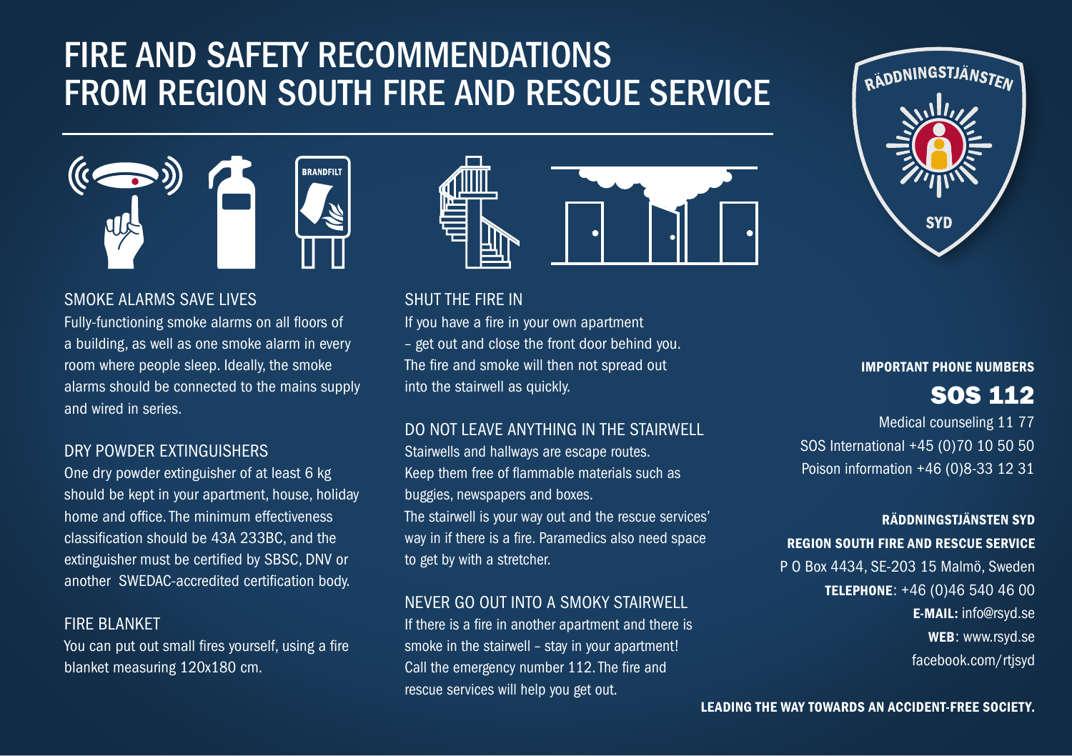# FIRE AND SAFETY RECOMMENDATIONS FROM REGION SOUTH FIRE AND RESCUE SERVICE

## SMOKE ALARMS SAVE LIVES

Fully-functioning smoke alarms on all floors of a building, as well as one smoke alarm in every room where people sleep. Ideally, the smoke alarms should be connected to the mains supply and wired in series.

## DRY POWDER EXTINGUISHERS

One dry powder extinguisher of at least 6 kg should be kept in your apartment, house, holiday home and office. The minimum effectiveness classification should be 43A 233BC, and the extinguisher must be certified by SBSC, DNV or another SWEDAC-accredited certification body.

## FIRE BLANKET

You can put out small fires yourself, using a fire blanket measuring 120x180 cm.

## SHUT THE FIRE IN

If you have a fire in your own apartment – get out and close the front door behind you. The fire and smoke will then not spread out into the stairwell as quickly.

## DO NOT LEAVE ANYTHING IN THE STAIRWELL

Stairwells and hallways are escape routes. Keep them free of flammable materials such as buggies, newspapers and boxes.
The stairwell is your way out and the rescue services' way in if there is a fire. Paramedics also need space to get by with a stretcher.

## NEVER GO OUT INTO A SMOKY STAIRWELL

If there is a fire in another apartment and there is smoke in the stairwell – stay in your apartment! Call the emergency number 112. The fire and rescue services will help you get out.

**IMPORTANT PHONE NUMBERS**

## SOS 112

Medical counseling 11 77
SOS International +45 (0)70 10 50 50
Poison information +46 (0)8-33 12 31

**RÄDDNINGSTJÄNSTEN SYD**
**REGION SOUTH FIRE AND RESCUE SERVICE**
P O Box 4434, SE-203 15 Malmö, Sweden
**TELEPHONE**: +46 (0)46 540 46 00
**E-MAIL:** info@rsyd.se
**WEB**: www.rsyd.se
facebook.com/rtjsyd

**LEADING THE WAY TOWARDS AN ACCIDENT-FREE SOCIETY.**